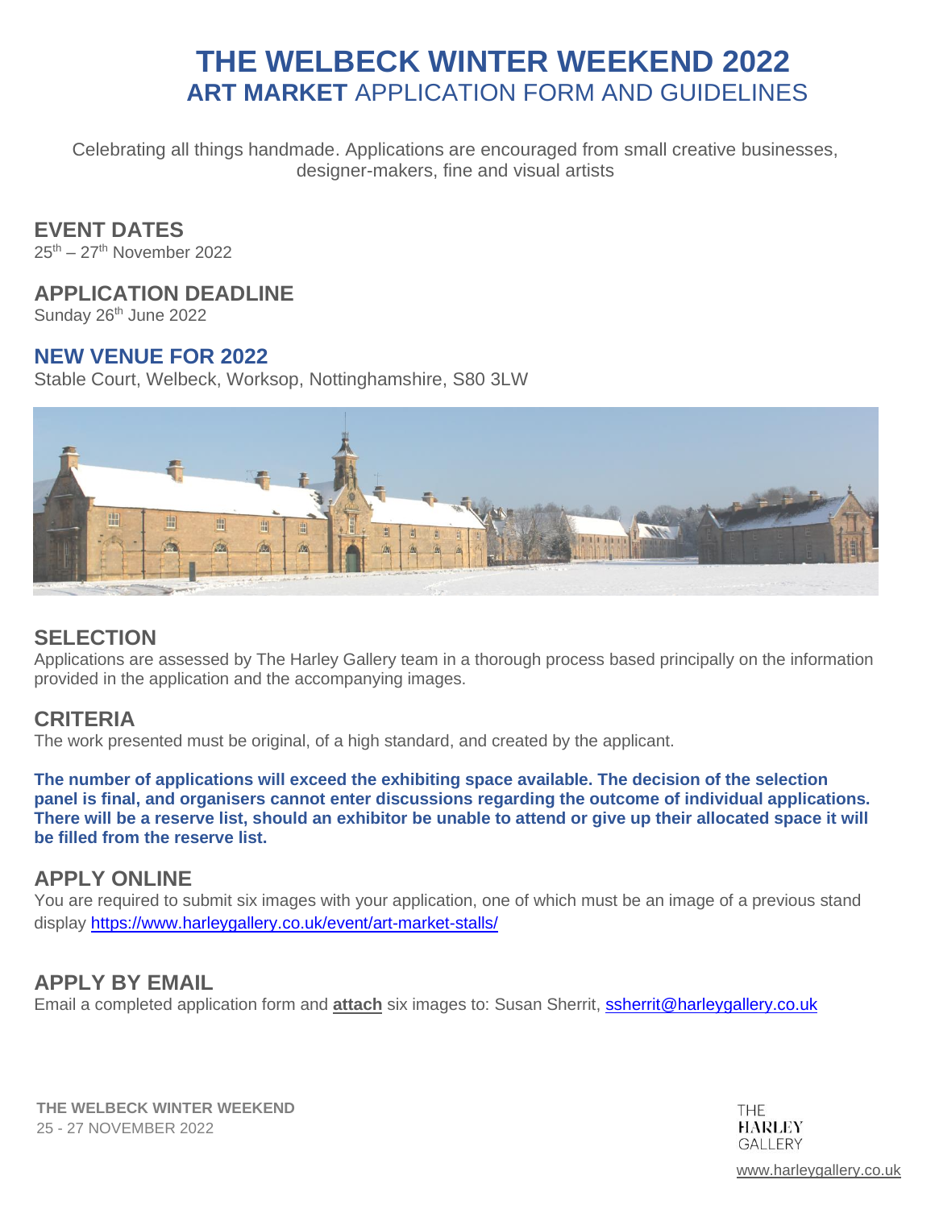# THE WELBECK WINTER WEEKEND 2022

## ART MARKET APPLICATION FORM AND GUIDELINES

Celebrating all things handmade. Applications are encouraged from small creative businesses, designer-makers, fine and visual artists

## EVENT DATES

25th – 27th November 2022

## APPLICATION DEADLINE

Sunday 26th June 2022

## NEW VENUE FOR 2022

Stable Court, Welbeck, Worksop, Nottinghamshire, S80 3LW

## SELECTION

Applications are assessed by The Harley Gallery team in a thorough process based principally on the information provided in the application and the accompanying images.

## CRITERIA

The work presented must be original, of a high standard, and created by the applicant.

**The number of applications will exceed the exhibiting space available. The decision of the selection panel is final, and organisers cannot enter discussions regarding the outcome of individual applications. There will be a reserve list, should an exhibitor be unable to attend or give up their allocated space it will be filled from the reserve list.**

## APPLY ONLINE

You are required to submit six images with your application, one of which must be an image of a previous stand display https://www.harleygallery.co.uk/event/art-market-stalls/

## APPLY BY EMAIL

Email a completed application form and **attach** six images to: Susan Sherrit, ssherrit@harleygallery.co.uk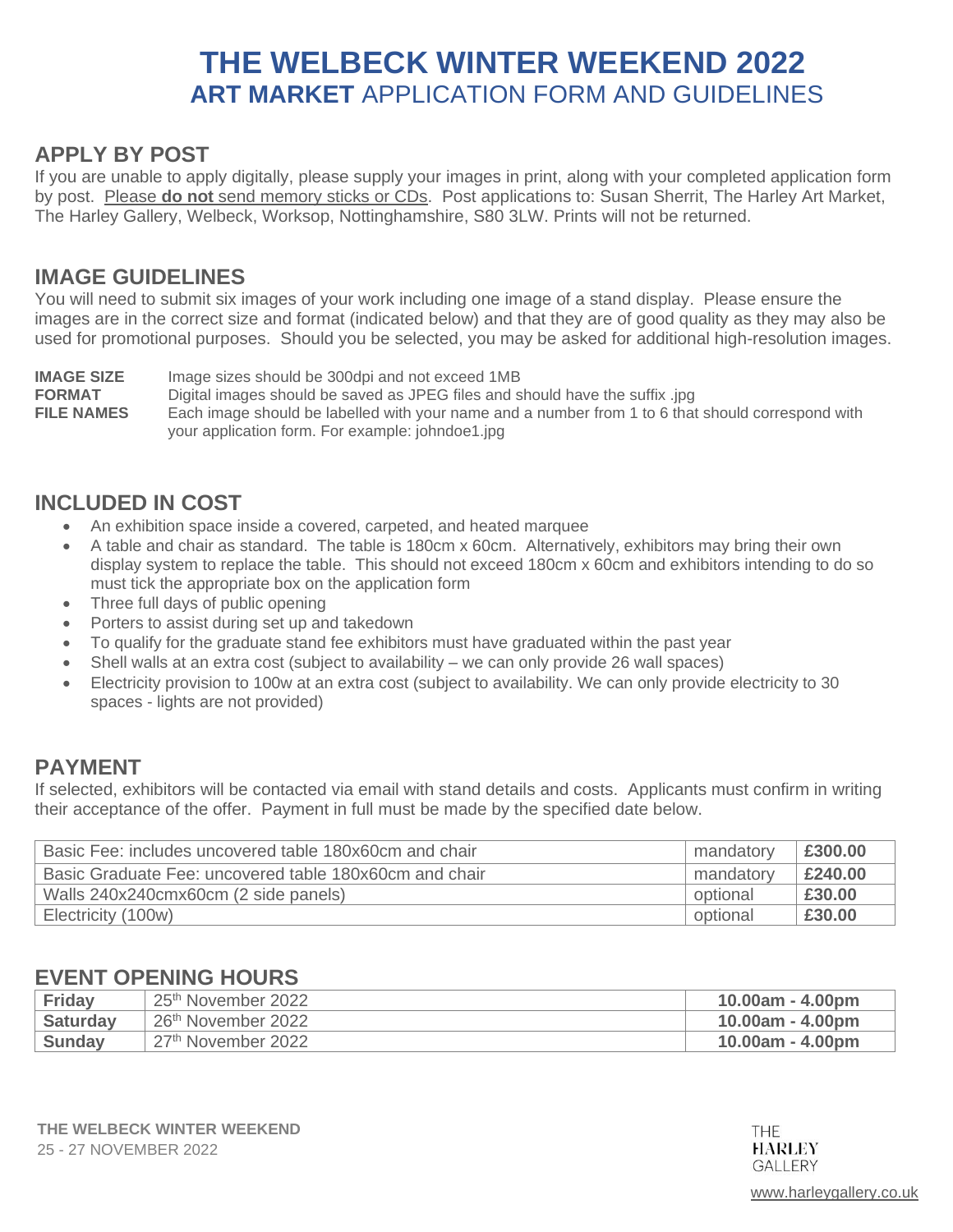# THE WELBECK WINTER WEEKEND 2022

## **ART MARKET** APPLICATION FORM AND GUIDELINES

## APPLY BY POST

If you are unable to apply digitally, please supply your images in print, along with your completed application form by post. Please **do not** send memory sticks or CDs. Post applications to: Susan Sherrit, The Harley Art Market, The Harley Gallery, Welbeck, Worksop, Nottinghamshire, S80 3LW. Prints will not be returned.

## IMAGE GUIDELINES

You will need to submit six images of your work including one image of a stand display. Please ensure the images are in the correct size and format (indicated below) and that they are of good quality as they may also be used for promotional purposes. Should you be selected, you may be asked for additional high-resolution images.

**IMAGE SIZE** Image sizes should be 300dpi and not exceed 1MB

**FORMAT** Digital images should be saved as JPEG files and should have the suffix .jpg

**FILE NAMES** Each image should be labelled with your name and a number from 1 to 6 that should correspond with your application form. For example: johndoe1.jpg

## INCLUDED IN COST

- An exhibition space inside a covered, carpeted, and heated marquee
- A table and chair as standard. The table is 180cm x 60cm. Alternatively, exhibitors may bring their own display system to replace the table. This should not exceed 180cm x 60cm and exhibitors intending to do so must tick the appropriate box on the application form
- Three full days of public opening
- Porters to assist during set up and takedown
- To qualify for the graduate stand fee exhibitors must have graduated within the past year
- Shell walls at an extra cost (subject to availability – we can only provide 26 wall spaces)
- Electricity provision to 100w at an extra cost (subject to availability. We can only provide electricity to 30 spaces - lights are not provided)

## PAYMENT

If selected, exhibitors will be contacted via email with stand details and costs. Applicants must confirm in writing their acceptance of the offer. Payment in full must be made by the specified date below.

| | | |
|---|---|---|
| Basic Fee: includes uncovered table 180x60cm and chair | mandatory | **£300.00** |
| Basic Graduate Fee: uncovered table 180x60cm and chair | mandatory | **£240.00** |
| Walls 240x240cmx60cm (2 side panels) | optional | **£30.00** |
| Electricity (100w) | optional | **£30.00** |

## EVENT OPENING HOURS

| | | |
|---|---|---|
| **Friday** | 25th November 2022 | **10.00am - 4.00pm** |
| **Saturday** | 26th November 2022 | **10.00am - 4.00pm** |
| **Sunday** | 27th November 2022 | **10.00am - 4.00pm** |

**THE WELBECK WINTER WEEKEND**
25 - 27 NOVEMBER 2022

THE HARLEY GALLERY

www.harleygallery.co.uk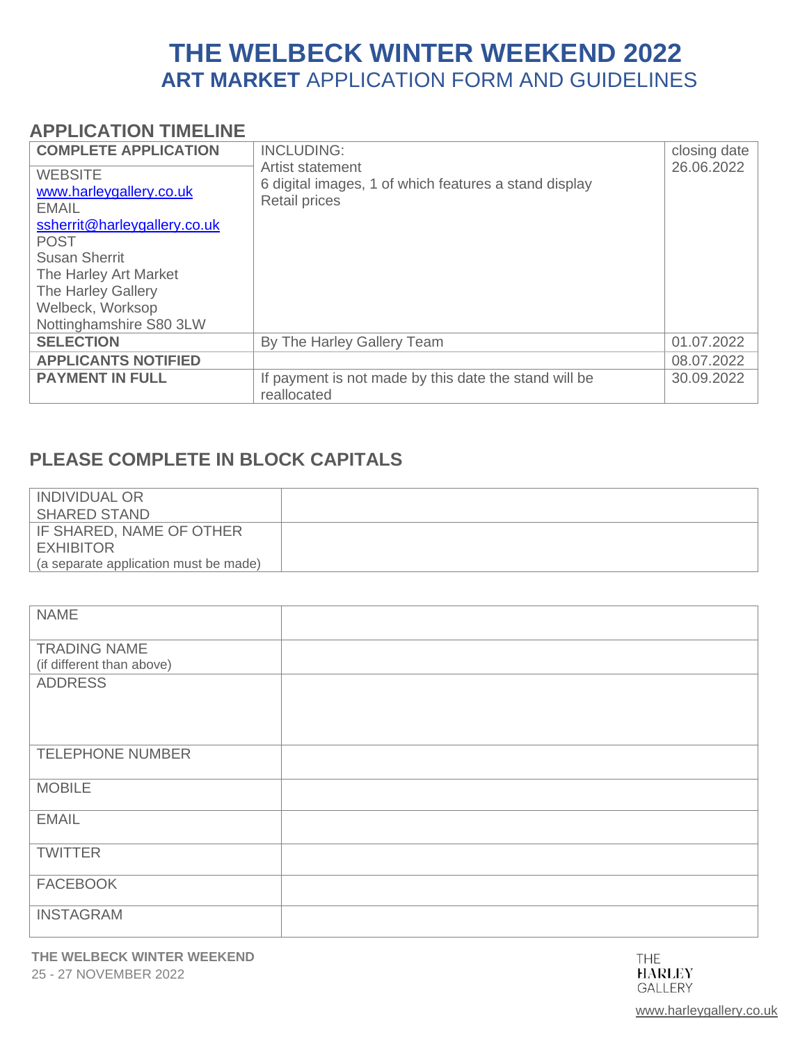# THE WELBECK WINTER WEEKEND 2022

## **ART MARKET** APPLICATION FORM AND GUIDELINES

### APPLICATION TIMELINE

| **COMPLETE APPLICATION** | INCLUDING: | closing date |
|---|---|---|
| WEBSITE<br>www.harleygallery.co.uk<br>EMAIL<br>ssherrit@harleygallery.co.uk<br>POST<br>Susan Sherrit<br>The Harley Art Market<br>The Harley Gallery<br>Welbeck, Worksop<br>Nottinghamshire S80 3LW | Artist statement<br>6 digital images, 1 of which features a stand display<br>Retail prices | 26.06.2022 |
| **SELECTION** | By The Harley Gallery Team | 01.07.2022 |
| **APPLICANTS NOTIFIED** | | 08.07.2022 |
| **PAYMENT IN FULL** | If payment is not made by this date the stand will be reallocated | 30.09.2022 |

### PLEASE COMPLETE IN BLOCK CAPITALS

| | |
|---|---|
| INDIVIDUAL OR SHARED STAND | |
| IF SHARED, NAME OF OTHER EXHIBITOR<br>(a separate application must be made) | |

| | |
|---|---|
| NAME | |
| TRADING NAME<br>(if different than above) | |
| ADDRESS | |
| TELEPHONE NUMBER | |
| MOBILE | |
| EMAIL | |
| TWITTER | |
| FACEBOOK | |
| INSTAGRAM | |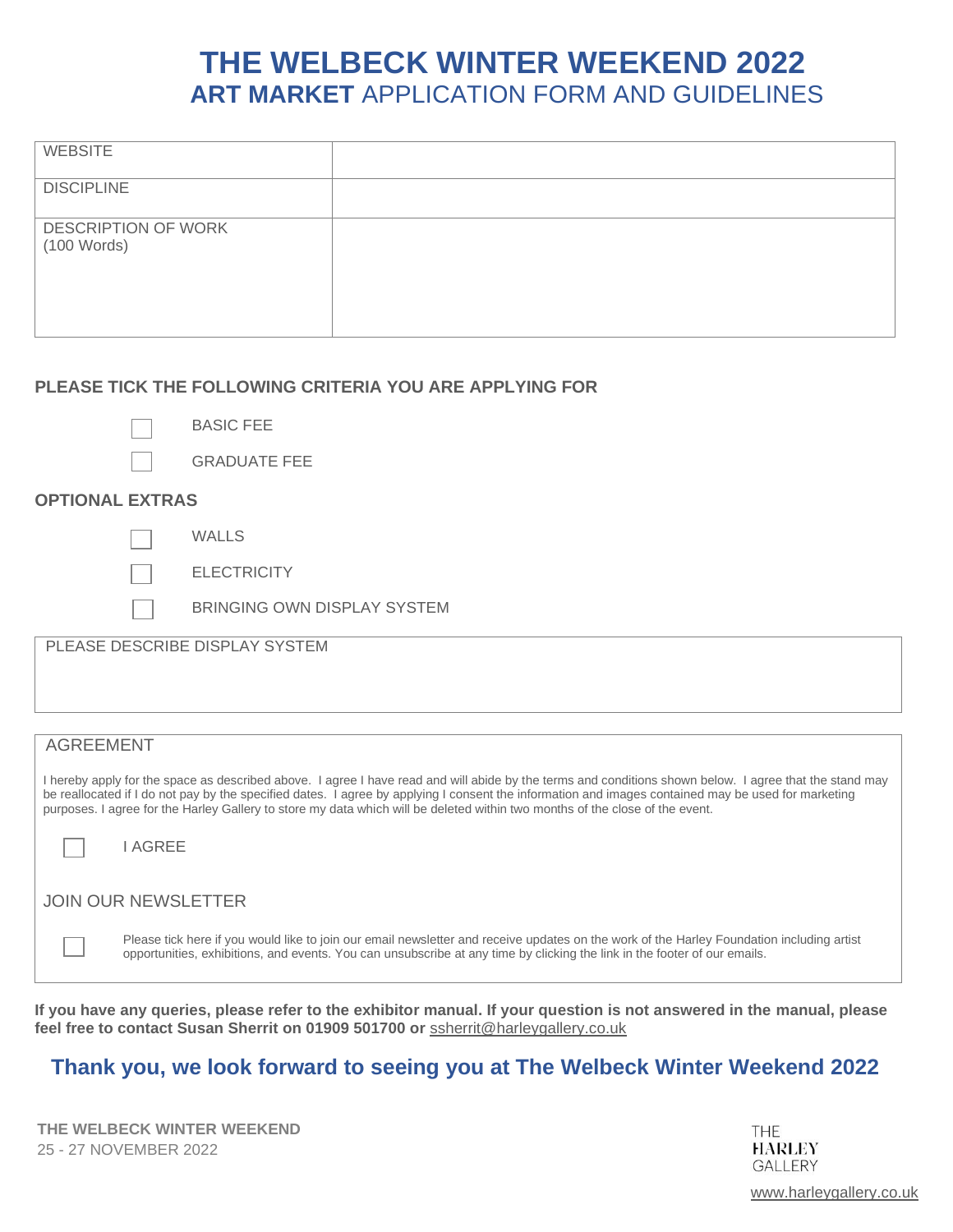// THE WELBECK WINTER WEEKEND 2022
## ART MARKET APPLICATION FORM AND GUIDELINES

| WEBSITE | |
|---|---|
| DISCIPLINE | |
| DESCRIPTION OF WORK (100 Words) | |

**PLEASE TICK THE FOLLOWING CRITERIA YOU ARE APPLYING FOR**

- [ ] BASIC FEE
- [ ] GRADUATE FEE

**OPTIONAL EXTRAS**

- [ ] WALLS
- [ ] ELECTRICITY
- [ ] BRINGING OWN DISPLAY SYSTEM

PLEASE DESCRIBE DISPLAY SYSTEM

AGREEMENT

I hereby apply for the space as described above. I agree I have read and will abide by the terms and conditions shown below. I agree that the stand may be reallocated if I do not pay by the specified dates. I agree by applying I consent the information and images contained may be used for marketing purposes. I agree for the Harley Gallery to store my data which will be deleted within two months of the close of the event.

- [ ] I AGREE

JOIN OUR NEWSLETTER

- [ ] Please tick here if you would like to join our email newsletter and receive updates on the work of the Harley Foundation including artist opportunities, exhibitions, and events. You can unsubscribe at any time by clicking the link in the footer of our emails.

**If you have any queries, please refer to the exhibitor manual. If your question is not answered in the manual, please feel free to contact Susan Sherrit on 01909 501700 or** ssherrit@harleygallery.co.uk

## Thank you, we look forward to seeing you at The Welbeck Winter Weekend 2022

**THE WELBECK WINTER WEEKEND**
25 - 27 NOVEMBER 2022

THE HARLEY GALLERY

www.harleygallery.co.uk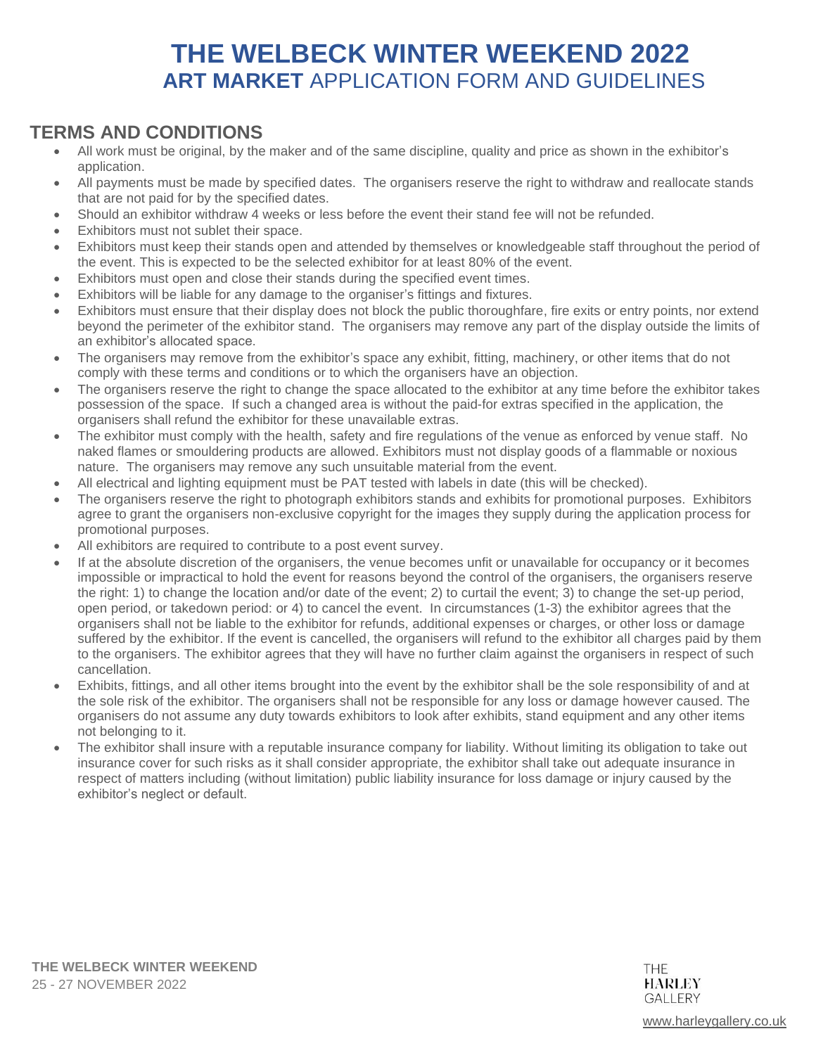# THE WELBECK WINTER WEEKEND 2022

## ART MARKET APPLICATION FORM AND GUIDELINES

## TERMS AND CONDITIONS

- All work must be original, by the maker and of the same discipline, quality and price as shown in the exhibitor's application.
- All payments must be made by specified dates. The organisers reserve the right to withdraw and reallocate stands that are not paid for by the specified dates.
- Should an exhibitor withdraw 4 weeks or less before the event their stand fee will not be refunded.
- Exhibitors must not sublet their space.
- Exhibitors must keep their stands open and attended by themselves or knowledgeable staff throughout the period of the event. This is expected to be the selected exhibitor for at least 80% of the event.
- Exhibitors must open and close their stands during the specified event times.
- Exhibitors will be liable for any damage to the organiser's fittings and fixtures.
- Exhibitors must ensure that their display does not block the public thoroughfare, fire exits or entry points, nor extend beyond the perimeter of the exhibitor stand. The organisers may remove any part of the display outside the limits of an exhibitor's allocated space.
- The organisers may remove from the exhibitor's space any exhibit, fitting, machinery, or other items that do not comply with these terms and conditions or to which the organisers have an objection.
- The organisers reserve the right to change the space allocated to the exhibitor at any time before the exhibitor takes possession of the space. If such a changed area is without the paid-for extras specified in the application, the organisers shall refund the exhibitor for these unavailable extras.
- The exhibitor must comply with the health, safety and fire regulations of the venue as enforced by venue staff. No naked flames or smouldering products are allowed. Exhibitors must not display goods of a flammable or noxious nature. The organisers may remove any such unsuitable material from the event.
- All electrical and lighting equipment must be PAT tested with labels in date (this will be checked).
- The organisers reserve the right to photograph exhibitors stands and exhibits for promotional purposes. Exhibitors agree to grant the organisers non-exclusive copyright for the images they supply during the application process for promotional purposes.
- All exhibitors are required to contribute to a post event survey.
- If at the absolute discretion of the organisers, the venue becomes unfit or unavailable for occupancy or it becomes impossible or impractical to hold the event for reasons beyond the control of the organisers, the organisers reserve the right: 1) to change the location and/or date of the event; 2) to curtail the event; 3) to change the set-up period, open period, or takedown period: or 4) to cancel the event. In circumstances (1-3) the exhibitor agrees that the organisers shall not be liable to the exhibitor for refunds, additional expenses or charges, or other loss or damage suffered by the exhibitor. If the event is cancelled, the organisers will refund to the exhibitor all charges paid by them to the organisers. The exhibitor agrees that they will have no further claim against the organisers in respect of such cancellation.
- Exhibits, fittings, and all other items brought into the event by the exhibitor shall be the sole responsibility of and at the sole risk of the exhibitor. The organisers shall not be responsible for any loss or damage however caused. The organisers do not assume any duty towards exhibitors to look after exhibits, stand equipment and any other items not belonging to it.
- The exhibitor shall insure with a reputable insurance company for liability. Without limiting its obligation to take out insurance cover for such risks as it shall consider appropriate, the exhibitor shall take out adequate insurance in respect of matters including (without limitation) public liability insurance for loss damage or injury caused by the exhibitor's neglect or default.